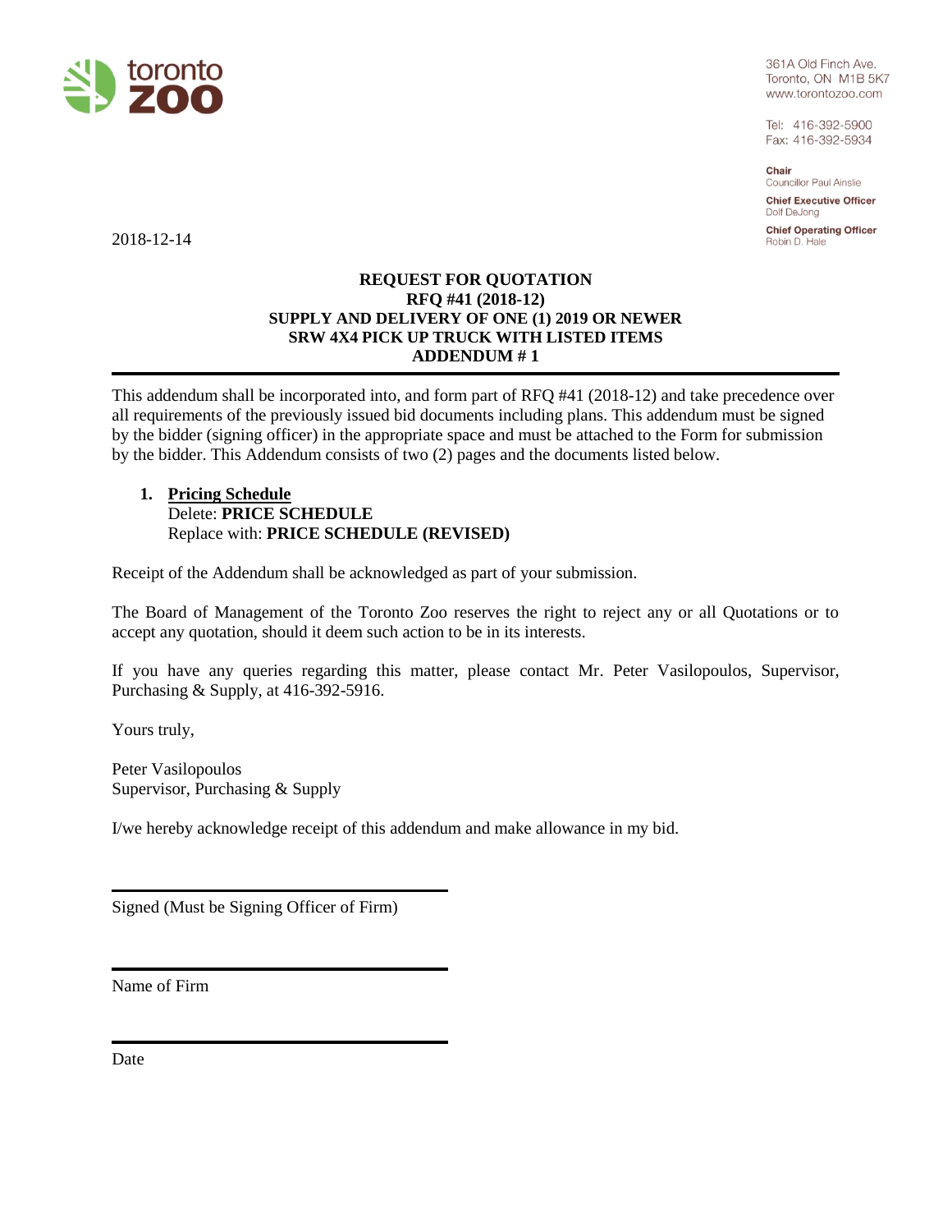toronto zoo

361A Old Finch Ave.
Toronto, ON M1B 5K7
www.torontozoo.com

Tel: 416-392-5900
Fax: 416-392-5934

**Chair**
Councillor Paul Ainslie

**Chief Executive Officer**
Dolf DeJong

**Chief Operating Officer**
Robin D. Hale

2018-12-14

**REQUEST FOR QUOTATION**
**RFQ #41 (2018-12)**
**SUPPLY AND DELIVERY OF ONE (1) 2019 OR NEWER**
**SRW 4X4 PICK UP TRUCK WITH LISTED ITEMS**
**ADDENDUM # 1**

---

This addendum shall be incorporated into, and form part of RFQ #41 (2018-12) and take precedence over all requirements of the previously issued bid documents including plans. This addendum must be signed by the bidder (signing officer) in the appropriate space and must be attached to the Form for submission by the bidder. This Addendum consists of two (2) pages and the documents listed below.

1. **Pricing Schedule**
   Delete: **PRICE SCHEDULE**
   Replace with: **PRICE SCHEDULE (REVISED)**

Receipt of the Addendum shall be acknowledged as part of your submission.

The Board of Management of the Toronto Zoo reserves the right to reject any or all Quotations or to accept any quotation, should it deem such action to be in its interests.

If you have any queries regarding this matter, please contact Mr. Peter Vasilopoulos, Supervisor, Purchasing & Supply, at 416-392-5916.

Yours truly,

Peter Vasilopoulos
Supervisor, Purchasing & Supply

I/we hereby acknowledge receipt of this addendum and make allowance in my bid.

______________________________

Signed (Must be Signing Officer of Firm)

______________________________

Name of Firm

______________________________

Date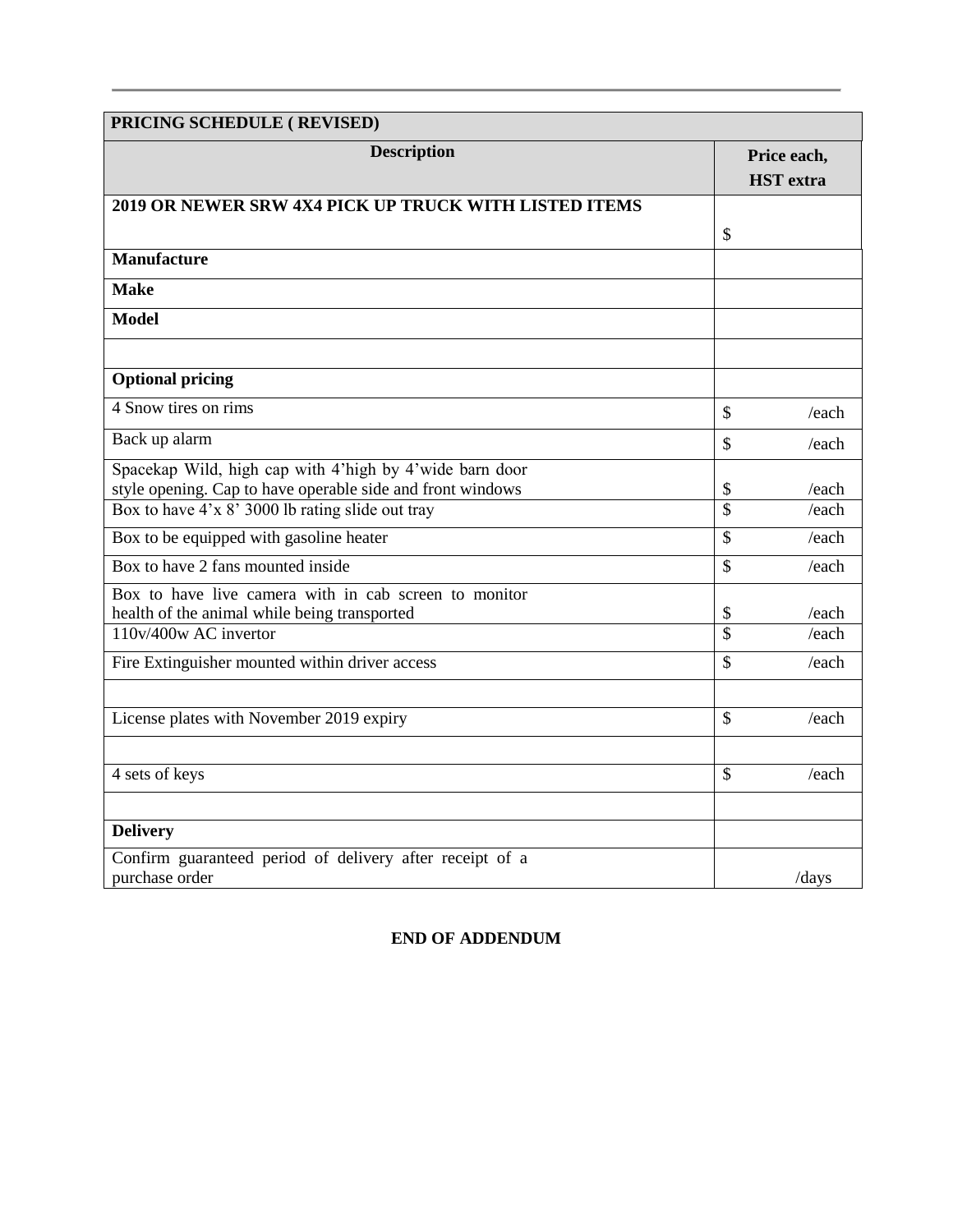| PRICING SCHEDULE ( REVISED) | |
|---|---|
| **Description** | **Price each, HST extra** |
| **2019 OR NEWER SRW 4X4 PICK UP TRUCK WITH LISTED ITEMS** | $ |
| **Manufacture** | |
| **Make** | |
| **Model** | |
| | |
| **Optional pricing** | |
| 4 Snow tires on rims | $ /each |
| Back up alarm | $ /each |
| Spacekap Wild, high cap with 4'high by 4'wide barn door style opening. Cap to have operable side and front windows | $ /each |
| Box to have 4'x 8' 3000 lb rating slide out tray | $ /each |
| Box to be equipped with gasoline heater | $ /each |
| Box to have 2 fans mounted inside | $ /each |
| Box to have live camera with in cab screen to monitor health of the animal while being transported | $ /each |
| 110v/400w AC invertor | $ /each |
| Fire Extinguisher mounted within driver access | $ /each |
| | |
| License plates with November 2019 expiry | $ /each |
| | |
| 4 sets of keys | $ /each |
| | |
| **Delivery** | |
| Confirm guaranteed period of delivery after receipt of a purchase order | /days |

**END OF ADDENDUM**